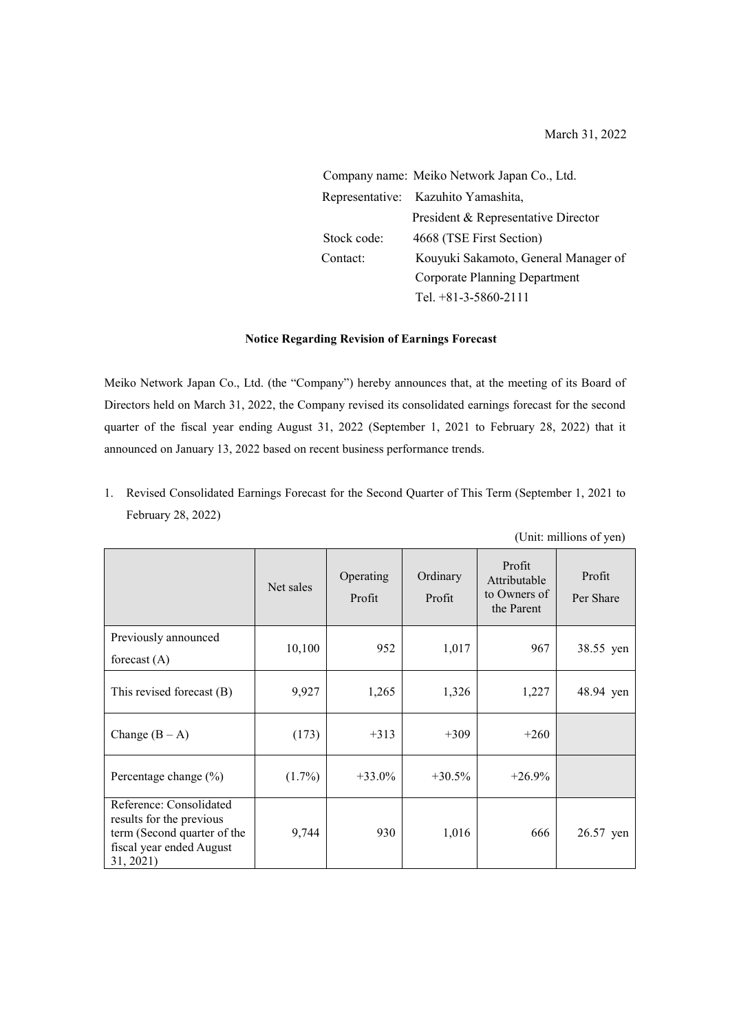March 31, 2022

Company name: Meiko Network Japan Co., Ltd.
Representative: Kazuhito Yamashita, President & Representative Director
Stock code: 4668 (TSE First Section)
Contact: Kouyuki Sakamoto, General Manager of Corporate Planning Department
Tel. +81-3-5860-2111

**Notice Regarding Revision of Earnings Forecast**

Meiko Network Japan Co., Ltd. (the "Company") hereby announces that, at the meeting of its Board of Directors held on March 31, 2022, the Company revised its consolidated earnings forecast for the second quarter of the fiscal year ending August 31, 2022 (September 1, 2021 to February 28, 2022) that it announced on January 13, 2022 based on recent business performance trends.

1. Revised Consolidated Earnings Forecast for the Second Quarter of This Term (September 1, 2021 to February 28, 2022)

(Unit: millions of yen)

| | Net sales | Operating Profit | Ordinary Profit | Profit Attributable to Owners of the Parent | Profit Per Share |
|---|---|---|---|---|---|
| Previously announced forecast (A) | 10,100 | 952 | 1,017 | 967 | 38.55 yen |
| This revised forecast (B) | 9,927 | 1,265 | 1,326 | 1,227 | 48.94 yen |
| Change (B – A) | (173) | +313 | +309 | +260 | |
| Percentage change (%) | (1.7%) | +33.0% | +30.5% | +26.9% | |
| Reference: Consolidated results for the previous term (Second quarter of the fiscal year ended August 31, 2021) | 9,744 | 930 | 1,016 | 666 | 26.57 yen |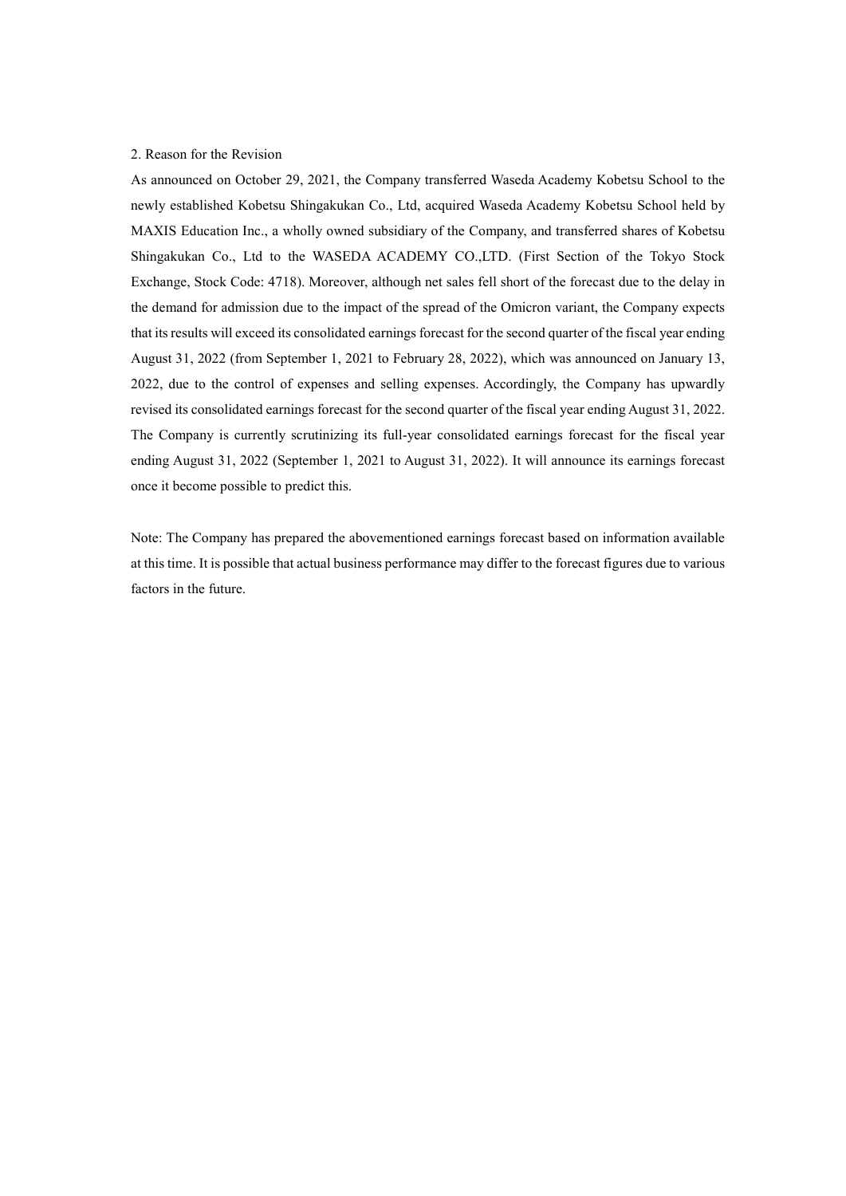## 2. Reason for the Revision

As announced on October 29, 2021, the Company transferred Waseda Academy Kobetsu School to the newly established Kobetsu Shingakukan Co., Ltd, acquired Waseda Academy Kobetsu School held by MAXIS Education Inc., a wholly owned subsidiary of the Company, and transferred shares of Kobetsu Shingakukan Co., Ltd to the WASEDA ACADEMY CO.,LTD. (First Section of the Tokyo Stock Exchange, Stock Code: 4718). Moreover, although net sales fell short of the forecast due to the delay in the demand for admission due to the impact of the spread of the Omicron variant, the Company expects that its results will exceed its consolidated earnings forecast for the second quarter of the fiscal year ending August 31, 2022 (from September 1, 2021 to February 28, 2022), which was announced on January 13, 2022, due to the control of expenses and selling expenses. Accordingly, the Company has upwardly revised its consolidated earnings forecast for the second quarter of the fiscal year ending August 31, 2022. The Company is currently scrutinizing its full-year consolidated earnings forecast for the fiscal year ending August 31, 2022 (September 1, 2021 to August 31, 2022). It will announce its earnings forecast once it become possible to predict this.

Note: The Company has prepared the abovementioned earnings forecast based on information available at this time. It is possible that actual business performance may differ to the forecast figures due to various factors in the future.